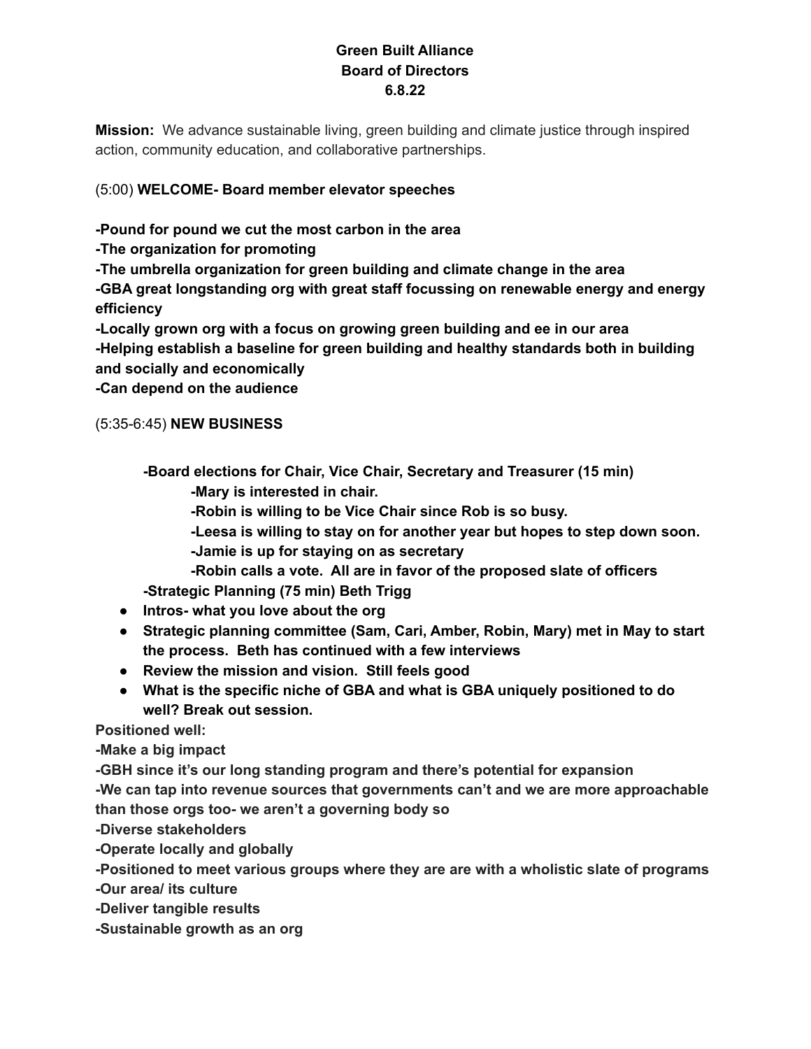**Green Built Alliance**
**Board of Directors**
**6.8.22**

**Mission:** We advance sustainable living, green building and climate justice through inspired action, community education, and collaborative partnerships.

(5:00) **WELCOME- Board member elevator speeches**

**-Pound for pound we cut the most carbon in the area**
**-The organization for promoting**
**-The umbrella organization for green building and climate change in the area**
**-GBA great longstanding org with great staff focussing on renewable energy and energy efficiency**
**-Locally grown org with a focus on growing green building and ee in our area**
**-Helping establish a baseline for green building and healthy standards both in building and socially and economically**
**-Can depend on the audience**

(5:35-6:45) **NEW BUSINESS**

**-Board elections for Chair, Vice Chair, Secretary and Treasurer (15 min)**
- **-Mary is interested in chair.**
- **-Robin is willing to be Vice Chair since Rob is so busy.**
- **-Leesa is willing to stay on for another year but hopes to step down soon.**
- **-Jamie is up for staying on as secretary**
- **-Robin calls a vote. All are in favor of the proposed slate of officers**

**-Strategic Planning (75 min) Beth Trigg**

- **Intros- what you love about the org**
- **Strategic planning committee (Sam, Cari, Amber, Robin, Mary) met in May to start the process. Beth has continued with a few interviews**
- **Review the mission and vision. Still feels good**
- **What is the specific niche of GBA and what is GBA uniquely positioned to do well? Break out session.**

**Positioned well:**
**-Make a big impact**
**-GBH since it's our long standing program and there's potential for expansion**
**-We can tap into revenue sources that governments can't and we are more approachable than those orgs too- we aren't a governing body so**
**-Diverse stakeholders**
**-Operate locally and globally**
**-Positioned to meet various groups where they are are with a wholistic slate of programs**
**-Our area/ its culture**
**-Deliver tangible results**
**-Sustainable growth as an org**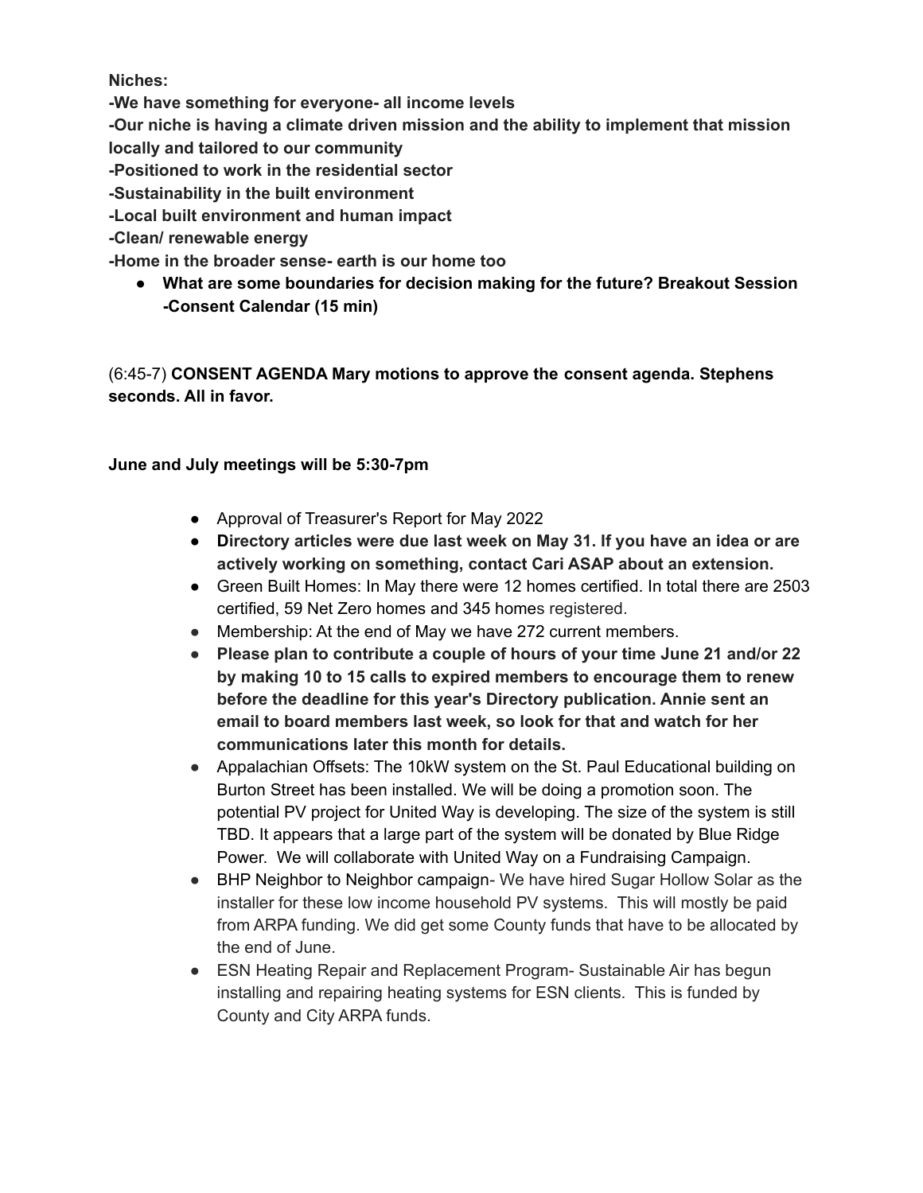**Niches:**

**-We have something for everyone- all income levels**

**-Our niche is having a climate driven mission and the ability to implement that mission locally and tailored to our community**

**-Positioned to work in the residential sector**

**-Sustainability in the built environment**

**-Local built environment and human impact**

**-Clean/ renewable energy**

**-Home in the broader sense- earth is our home too**

- **What are some boundaries for decision making for the future? Breakout Session -Consent Calendar (15 min)**

(6:45-7) **CONSENT AGENDA Mary motions to approve the consent agenda. Stephens seconds. All in favor.**

**June and July meetings will be 5:30-7pm**

- Approval of Treasurer's Report for May 2022
- **Directory articles were due last week on May 31. If you have an idea or are actively working on something, contact Cari ASAP about an extension.**
- Green Built Homes: In May there were 12 homes certified. In total there are 2503 certified, 59 Net Zero homes and 345 homes registered.
- Membership: At the end of May we have 272 current members.
- **Please plan to contribute a couple of hours of your time June 21 and/or 22 by making 10 to 15 calls to expired members to encourage them to renew before the deadline for this year's Directory publication. Annie sent an email to board members last week, so look for that and watch for her communications later this month for details.**
- Appalachian Offsets: The 10kW system on the St. Paul Educational building on Burton Street has been installed. We will be doing a promotion soon. The potential PV project for United Way is developing. The size of the system is still TBD. It appears that a large part of the system will be donated by Blue Ridge Power. We will collaborate with United Way on a Fundraising Campaign.
- BHP Neighbor to Neighbor campaign- We have hired Sugar Hollow Solar as the installer for these low income household PV systems. This will mostly be paid from ARPA funding. We did get some County funds that have to be allocated by the end of June.
- ESN Heating Repair and Replacement Program- Sustainable Air has begun installing and repairing heating systems for ESN clients. This is funded by County and City ARPA funds.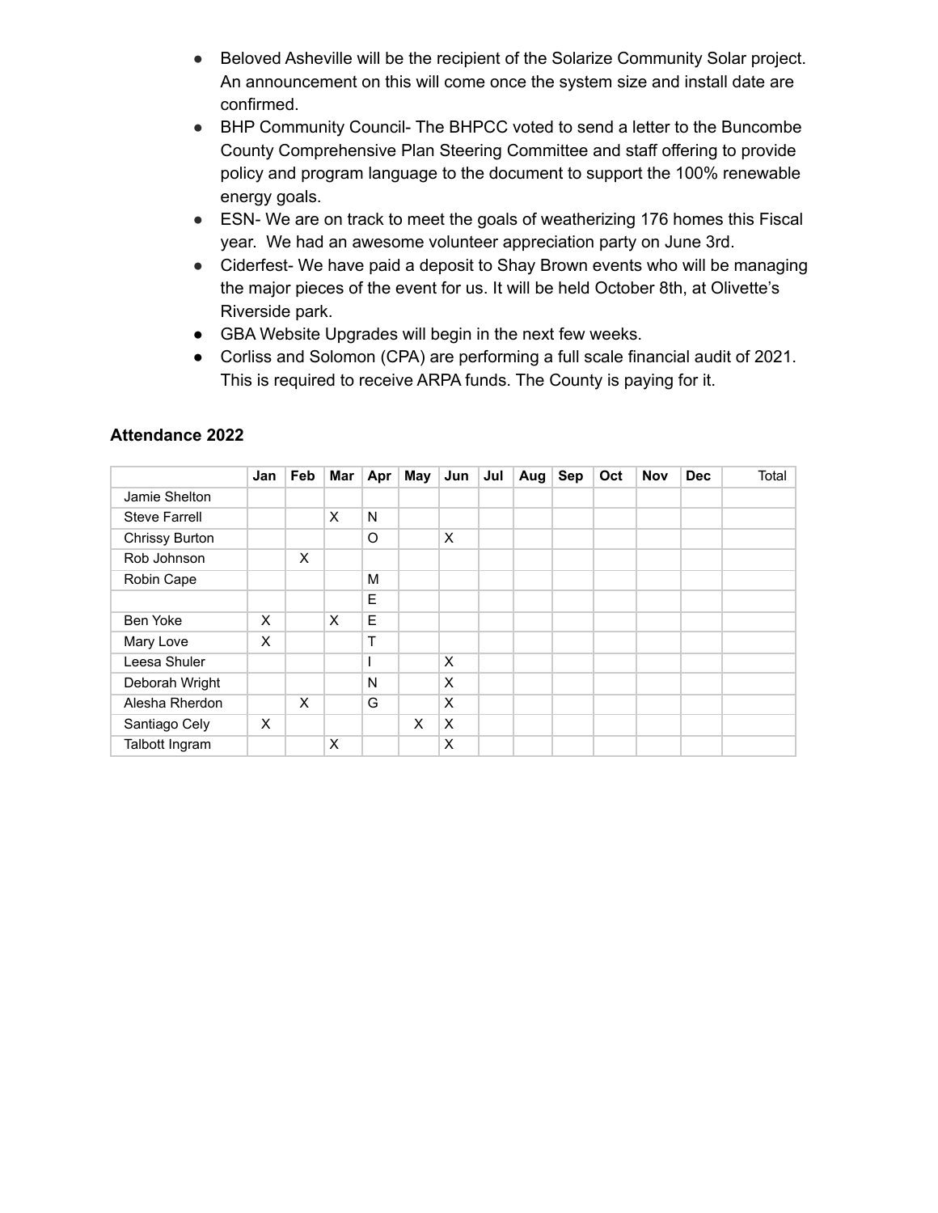- Beloved Asheville will be the recipient of the Solarize Community Solar project. An announcement on this will come once the system size and install date are confirmed.
- BHP Community Council- The BHPCC voted to send a letter to the Buncombe County Comprehensive Plan Steering Committee and staff offering to provide policy and program language to the document to support the 100% renewable energy goals.
- ESN- We are on track to meet the goals of weatherizing 176 homes this Fiscal year. We had an awesome volunteer appreciation party on June 3rd.
- Ciderfest- We have paid a deposit to Shay Brown events who will be managing the major pieces of the event for us. It will be held October 8th, at Olivette's Riverside park.
- GBA Website Upgrades will begin in the next few weeks.
- Corliss and Solomon (CPA) are performing a full scale financial audit of 2021. This is required to receive ARPA funds. The County is paying for it.

**Attendance 2022**

| | Jan | Feb | Mar | Apr | May | Jun | Jul | Aug | Sep | Oct | Nov | Dec | Total |
|---|---|---|---|---|---|---|---|---|---|---|---|---|---|
| Jamie Shelton | | | | | | | | | | | | | |
| Steve Farrell | | | X | N | | | | | | | | | |
| Chrissy Burton | | | | O | | X | | | | | | | |
| Rob Johnson | | X | | | | | | | | | | | |
| Robin Cape | | | | M | | | | | | | | | |
| | | | | E | | | | | | | | | |
| Ben Yoke | X | | X | E | | | | | | | | | |
| Mary Love | X | | | T | | | | | | | | | |
| Leesa Shuler | | | | I | | X | | | | | | | |
| Deborah Wright | | | | N | | X | | | | | | | |
| Alesha Rherdon | | X | | G | | X | | | | | | | |
| Santiago Cely | X | | | | X | X | | | | | | | |
| Talbott Ingram | | | X | | | X | | | | | | | |